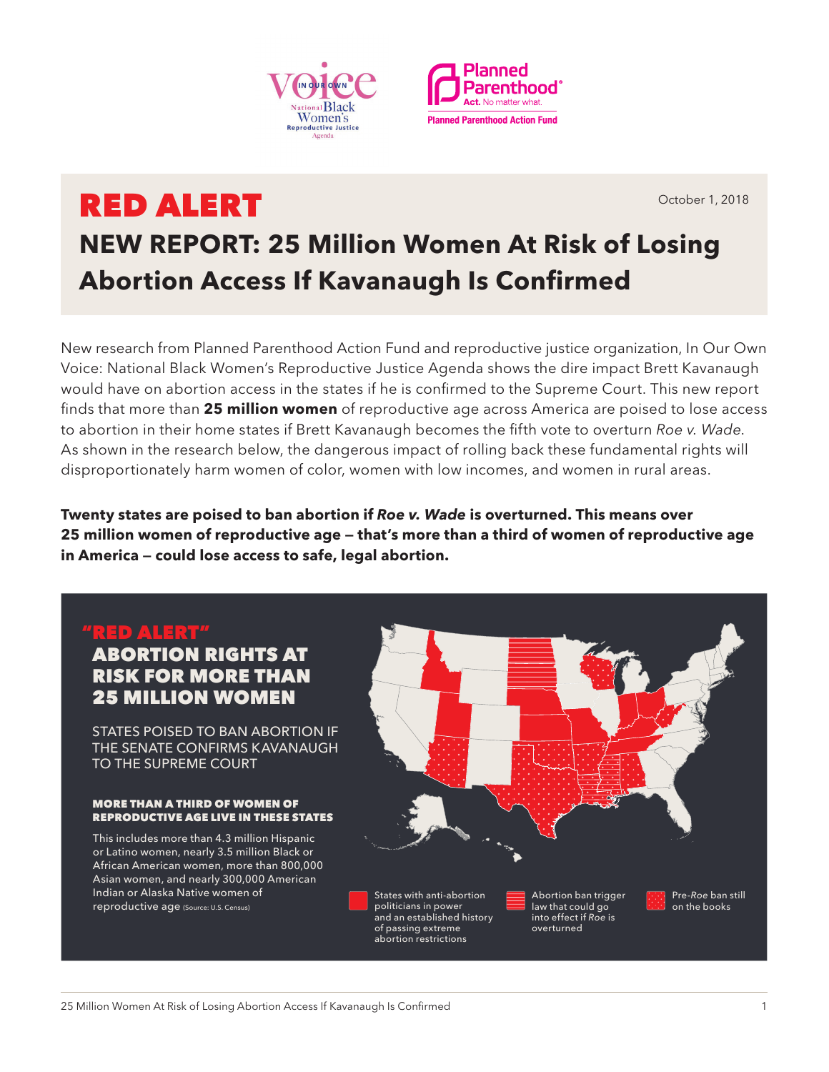# RED ALERT

October 1, 2018

## NEW REPORT: 25 Million Women At Risk of Losing Abortion Access If Kavanaugh Is Confirmed

New research from Planned Parenthood Action Fund and reproductive justice organization, In Our Own Voice: National Black Women's Reproductive Justice Agenda shows the dire impact Brett Kavanaugh would have on abortion access in the states if he is confirmed to the Supreme Court. This new report finds that more than **25 million women** of reproductive age across America are poised to lose access to abortion in their home states if Brett Kavanaugh becomes the fifth vote to overturn *Roe v. Wade*. As shown in the research below, the dangerous impact of rolling back these fundamental rights will disproportionately harm women of color, women with low incomes, and women in rural areas.

**Twenty states are poised to ban abortion if *Roe v. Wade* is overturned. This means over 25 million women of reproductive age — that's more than a third of women of reproductive age in America — could lose access to safe, legal abortion.**

### "RED ALERT" ABORTION RIGHTS AT RISK FOR MORE THAN 25 MILLION WOMEN

STATES POISED TO BAN ABORTION IF THE SENATE CONFIRMS KAVANAUGH TO THE SUPREME COURT

**MORE THAN A THIRD OF WOMEN OF REPRODUCTIVE AGE LIVE IN THESE STATES**

This includes more than 4.3 million Hispanic or Latino women, nearly 3.5 million Black or African American women, more than 800,000 Asian women, and nearly 300,000 American Indian or Alaska Native women of reproductive age (Source: U.S. Census)

- States with anti-abortion politicians in power and an established history of passing extreme abortion restrictions
- Abortion ban trigger law that could go into effect if *Roe* is overturned
- Pre-*Roe* ban still on the books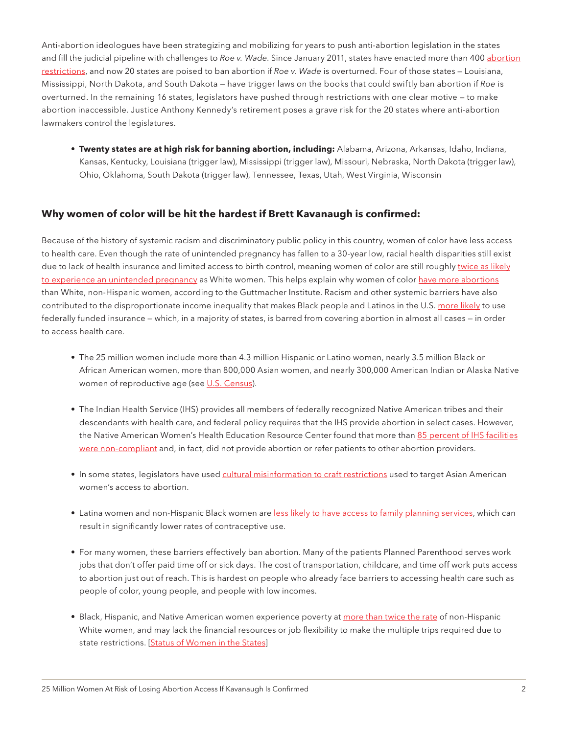Anti-abortion ideologues have been strategizing and mobilizing for years to push anti-abortion legislation in the states and fill the judicial pipeline with challenges to *Roe v. Wade*. Since January 2011, states have enacted more than 400 abortion restrictions, and now 20 states are poised to ban abortion if *Roe v. Wade* is overturned. Four of those states — Louisiana, Mississippi, North Dakota, and South Dakota — have trigger laws on the books that could swiftly ban abortion if *Roe* is overturned. In the remaining 16 states, legislators have pushed through restrictions with one clear motive — to make abortion inaccessible. Justice Anthony Kennedy's retirement poses a grave risk for the 20 states where anti-abortion lawmakers control the legislatures.

- **Twenty states are at high risk for banning abortion, including:** Alabama, Arizona, Arkansas, Idaho, Indiana, Kansas, Kentucky, Louisiana (trigger law), Mississippi (trigger law), Missouri, Nebraska, North Dakota (trigger law), Ohio, Oklahoma, South Dakota (trigger law), Tennessee, Texas, Utah, West Virginia, Wisconsin

### Why women of color will be hit the hardest if Brett Kavanaugh is confirmed:

Because of the history of systemic racism and discriminatory public policy in this country, women of color have less access to health care. Even though the rate of unintended pregnancy has fallen to a 30-year low, racial health disparities still exist due to lack of health insurance and limited access to birth control, meaning women of color are still roughly twice as likely to experience an unintended pregnancy as White women. This helps explain why women of color have more abortions than White, non-Hispanic women, according to the Guttmacher Institute. Racism and other systemic barriers have also contributed to the disproportionate income inequality that makes Black people and Latinos in the U.S. more likely to use federally funded insurance — which, in a majority of states, is barred from covering abortion in almost all cases — in order to access health care.

- The 25 million women include more than 4.3 million Hispanic or Latino women, nearly 3.5 million Black or African American women, more than 800,000 Asian women, and nearly 300,000 American Indian or Alaska Native women of reproductive age (see U.S. Census).

- The Indian Health Service (IHS) provides all members of federally recognized Native American tribes and their descendants with health care, and federal policy requires that the IHS provide abortion in select cases. However, the Native American Women's Health Education Resource Center found that more than 85 percent of IHS facilities were non-compliant and, in fact, did not provide abortion or refer patients to other abortion providers.

- In some states, legislators have used cultural misinformation to craft restrictions used to target Asian American women's access to abortion.

- Latina women and non-Hispanic Black women are less likely to have access to family planning services, which can result in significantly lower rates of contraceptive use.

- For many women, these barriers effectively ban abortion. Many of the patients Planned Parenthood serves work jobs that don't offer paid time off or sick days. The cost of transportation, childcare, and time off work puts access to abortion just out of reach. This is hardest on people who already face barriers to accessing health care such as people of color, young people, and people with low incomes.

- Black, Hispanic, and Native American women experience poverty at more than twice the rate of non-Hispanic White women, and may lack the financial resources or job flexibility to make the multiple trips required due to state restrictions. [Status of Women in the States]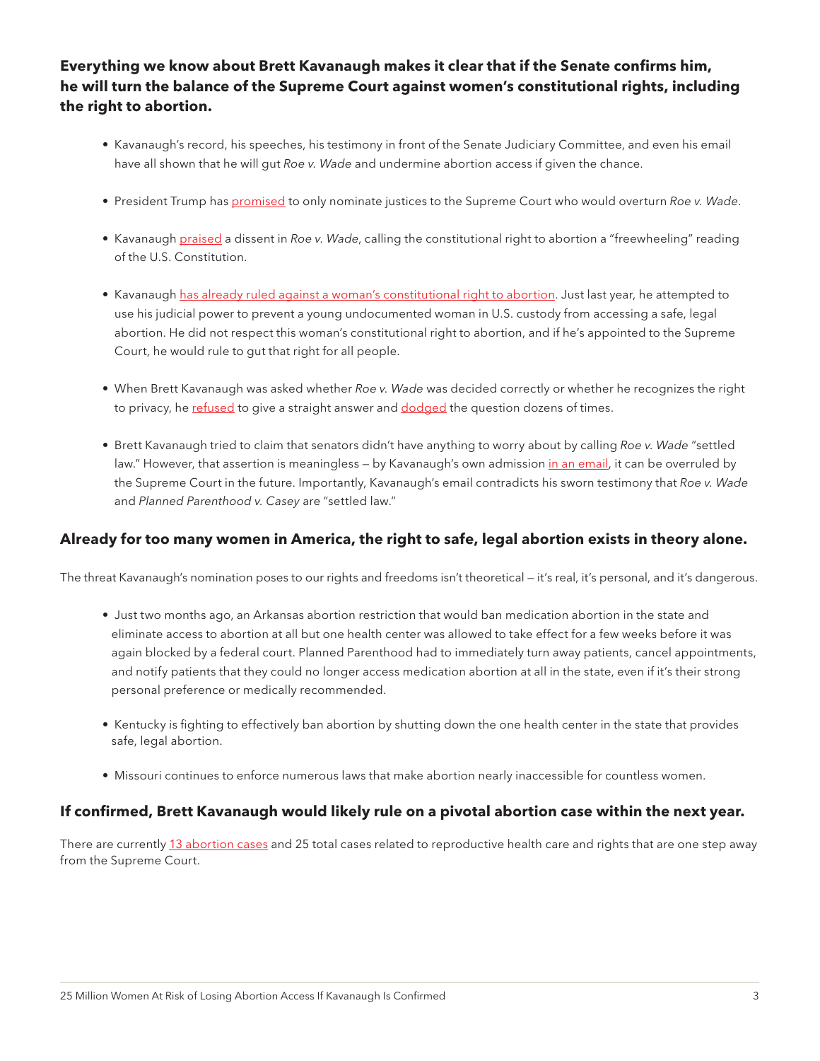**Everything we know about Brett Kavanaugh makes it clear that if the Senate confirms him, he will turn the balance of the Supreme Court against women's constitutional rights, including the right to abortion.**

- Kavanaugh's record, his speeches, his testimony in front of the Senate Judiciary Committee, and even his email have all shown that he will gut *Roe v. Wade* and undermine abortion access if given the chance.
- President Trump has promised to only nominate justices to the Supreme Court who would overturn *Roe v. Wade*.
- Kavanaugh praised a dissent in *Roe v. Wade*, calling the constitutional right to abortion a "freewheeling" reading of the U.S. Constitution.
- Kavanaugh has already ruled against a woman's constitutional right to abortion. Just last year, he attempted to use his judicial power to prevent a young undocumented woman in U.S. custody from accessing a safe, legal abortion. He did not respect this woman's constitutional right to abortion, and if he's appointed to the Supreme Court, he would rule to gut that right for all people.
- When Brett Kavanaugh was asked whether *Roe v. Wade* was decided correctly or whether he recognizes the right to privacy, he refused to give a straight answer and dodged the question dozens of times.
- Brett Kavanaugh tried to claim that senators didn't have anything to worry about by calling *Roe v. Wade* "settled law." However, that assertion is meaningless — by Kavanaugh's own admission in an email, it can be overruled by the Supreme Court in the future. Importantly, Kavanaugh's email contradicts his sworn testimony that *Roe v. Wade* and *Planned Parenthood v. Casey* are "settled law."

### Already for too many women in America, the right to safe, legal abortion exists in theory alone.

The threat Kavanaugh's nomination poses to our rights and freedoms isn't theoretical — it's real, it's personal, and it's dangerous.

- Just two months ago, an Arkansas abortion restriction that would ban medication abortion in the state and eliminate access to abortion at all but one health center was allowed to take effect for a few weeks before it was again blocked by a federal court. Planned Parenthood had to immediately turn away patients, cancel appointments, and notify patients that they could no longer access medication abortion at all in the state, even if it's their strong personal preference or medically recommended.
- Kentucky is fighting to effectively ban abortion by shutting down the one health center in the state that provides safe, legal abortion.
- Missouri continues to enforce numerous laws that make abortion nearly inaccessible for countless women.

### If confirmed, Brett Kavanaugh would likely rule on a pivotal abortion case within the next year.

There are currently 13 abortion cases and 25 total cases related to reproductive health care and rights that are one step away from the Supreme Court.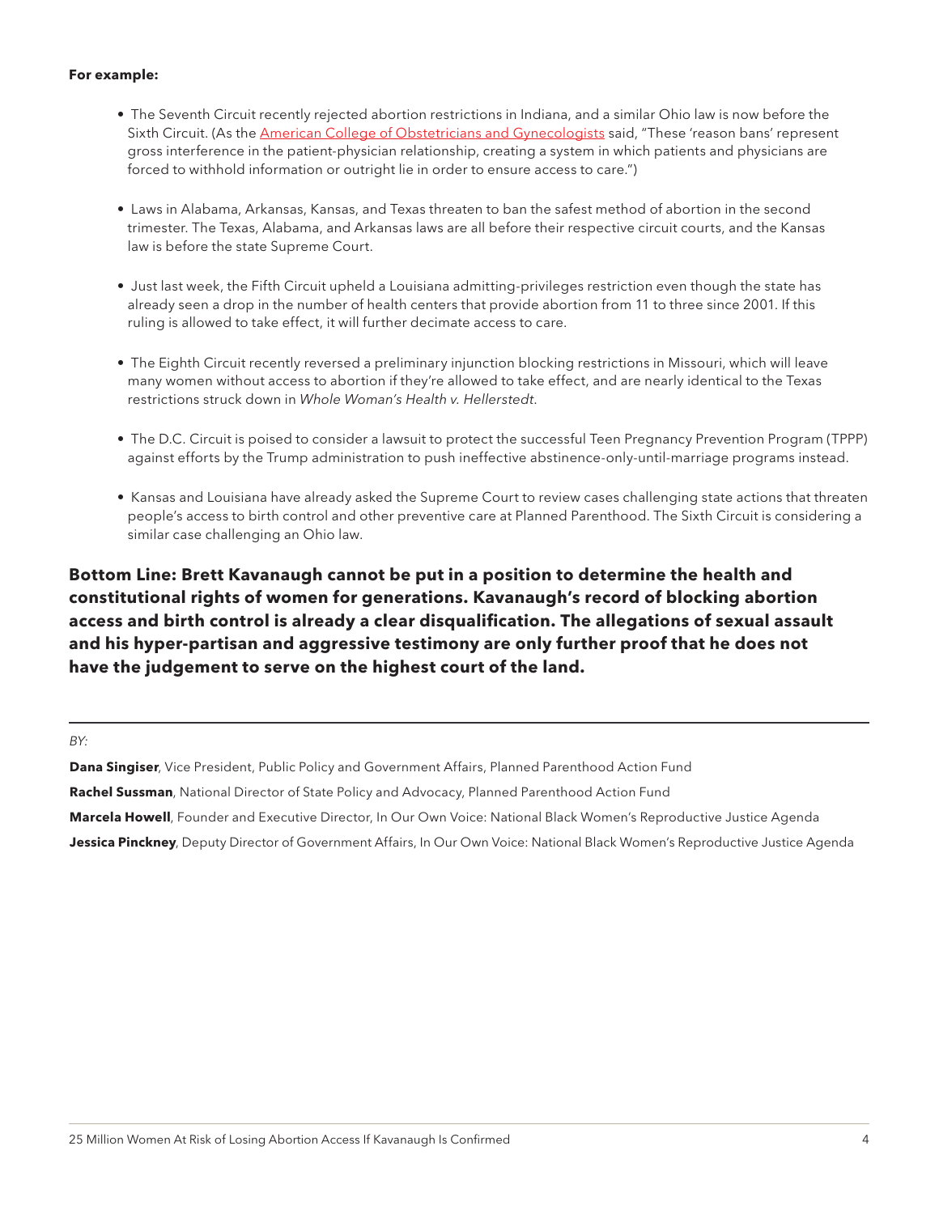**For example:**

- The Seventh Circuit recently rejected abortion restrictions in Indiana, and a similar Ohio law is now before the Sixth Circuit. (As the American College of Obstetricians and Gynecologists said, "These 'reason bans' represent gross interference in the patient-physician relationship, creating a system in which patients and physicians are forced to withhold information or outright lie in order to ensure access to care.")
- Laws in Alabama, Arkansas, Kansas, and Texas threaten to ban the safest method of abortion in the second trimester. The Texas, Alabama, and Arkansas laws are all before their respective circuit courts, and the Kansas law is before the state Supreme Court.
- Just last week, the Fifth Circuit upheld a Louisiana admitting-privileges restriction even though the state has already seen a drop in the number of health centers that provide abortion from 11 to three since 2001. If this ruling is allowed to take effect, it will further decimate access to care.
- The Eighth Circuit recently reversed a preliminary injunction blocking restrictions in Missouri, which will leave many women without access to abortion if they're allowed to take effect, and are nearly identical to the Texas restrictions struck down in *Whole Woman's Health v. Hellerstedt*.
- The D.C. Circuit is poised to consider a lawsuit to protect the successful Teen Pregnancy Prevention Program (TPPP) against efforts by the Trump administration to push ineffective abstinence-only-until-marriage programs instead.
- Kansas and Louisiana have already asked the Supreme Court to review cases challenging state actions that threaten people's access to birth control and other preventive care at Planned Parenthood. The Sixth Circuit is considering a similar case challenging an Ohio law.

**Bottom Line: Brett Kavanaugh cannot be put in a position to determine the health and constitutional rights of women for generations. Kavanaugh's record of blocking abortion access and birth control is already a clear disqualification. The allegations of sexual assault and his hyper-partisan and aggressive testimony are only further proof that he does not have the judgement to serve on the highest court of the land.**

---

*BY:*

**Dana Singiser**, Vice President, Public Policy and Government Affairs, Planned Parenthood Action Fund

**Rachel Sussman**, National Director of State Policy and Advocacy, Planned Parenthood Action Fund

**Marcela Howell**, Founder and Executive Director, In Our Own Voice: National Black Women's Reproductive Justice Agenda

**Jessica Pinckney**, Deputy Director of Government Affairs, In Our Own Voice: National Black Women's Reproductive Justice Agenda